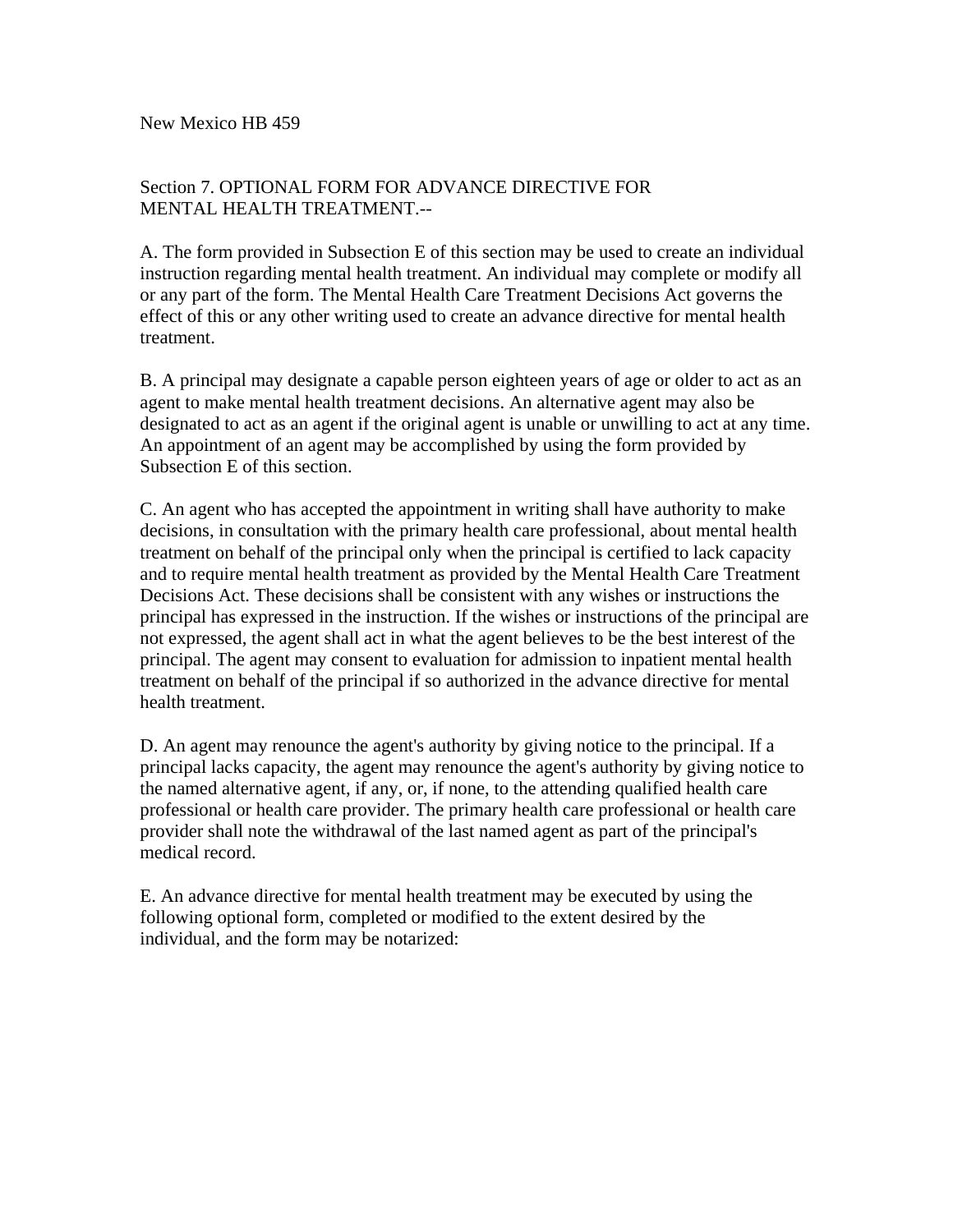New Mexico HB 459

## Section 7. OPTIONAL FORM FOR ADVANCE DIRECTIVE FOR MENTAL HEALTH TREATMENT.--

A. The form provided in Subsection E of this section may be used to create an individual instruction regarding mental health treatment. An individual may complete or modify all or any part of the form. The Mental Health Care Treatment Decisions Act governs the effect of this or any other writing used to create an advance directive for mental health treatment.

B. A principal may designate a capable person eighteen years of age or older to act as an agent to make mental health treatment decisions. An alternative agent may also be designated to act as an agent if the original agent is unable or unwilling to act at any time. An appointment of an agent may be accomplished by using the form provided by Subsection E of this section.

C. An agent who has accepted the appointment in writing shall have authority to make decisions, in consultation with the primary health care professional, about mental health treatment on behalf of the principal only when the principal is certified to lack capacity and to require mental health treatment as provided by the Mental Health Care Treatment Decisions Act. These decisions shall be consistent with any wishes or instructions the principal has expressed in the instruction. If the wishes or instructions of the principal are not expressed, the agent shall act in what the agent believes to be the best interest of the principal. The agent may consent to evaluation for admission to inpatient mental health treatment on behalf of the principal if so authorized in the advance directive for mental health treatment.

D. An agent may renounce the agent's authority by giving notice to the principal. If a principal lacks capacity, the agent may renounce the agent's authority by giving notice to the named alternative agent, if any, or, if none, to the attending qualified health care professional or health care provider. The primary health care professional or health care provider shall note the withdrawal of the last named agent as part of the principal's medical record.

E. An advance directive for mental health treatment may be executed by using the following optional form, completed or modified to the extent desired by the individual, and the form may be notarized: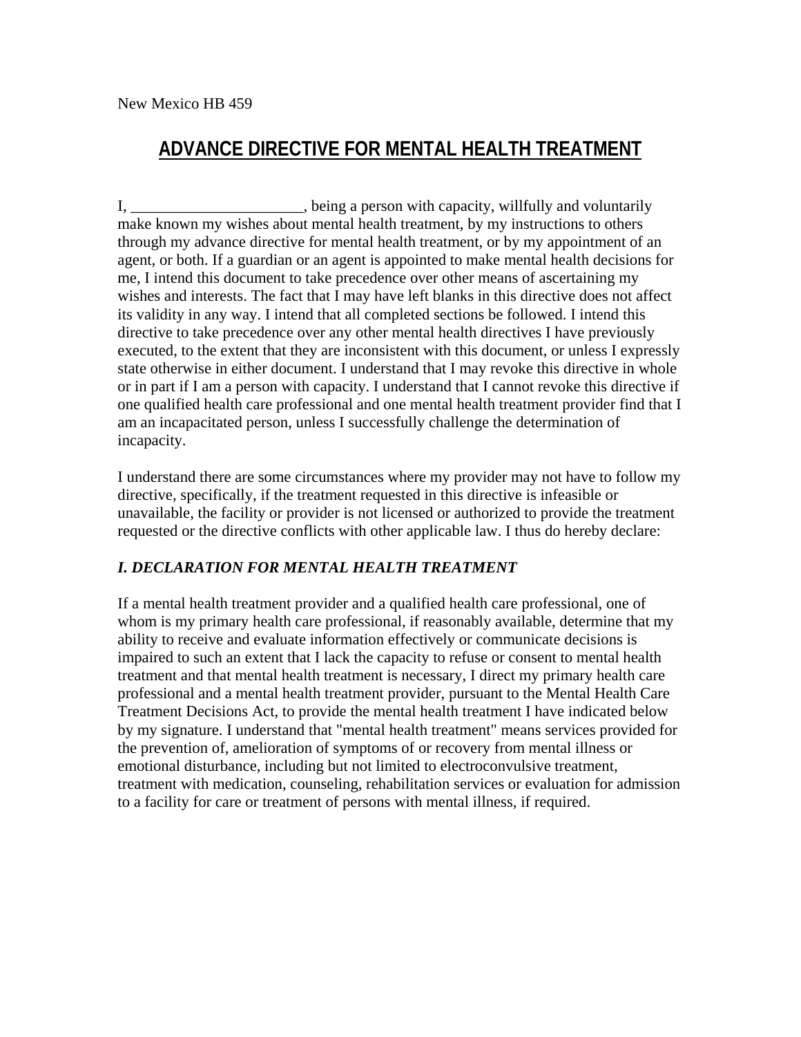New Mexico HB 459

# ADVANCE DIRECTIVE FOR MENTAL HEALTH TREATMENT

I, ______________________, being a person with capacity, willfully and voluntarily make known my wishes about mental health treatment, by my instructions to others through my advance directive for mental health treatment, or by my appointment of an agent, or both. If a guardian or an agent is appointed to make mental health decisions for me, I intend this document to take precedence over other means of ascertaining my wishes and interests. The fact that I may have left blanks in this directive does not affect its validity in any way. I intend that all completed sections be followed. I intend this directive to take precedence over any other mental health directives I have previously executed, to the extent that they are inconsistent with this document, or unless I expressly state otherwise in either document. I understand that I may revoke this directive in whole or in part if I am a person with capacity. I understand that I cannot revoke this directive if one qualified health care professional and one mental health treatment provider find that I am an incapacitated person, unless I successfully challenge the determination of incapacity.

I understand there are some circumstances where my provider may not have to follow my directive, specifically, if the treatment requested in this directive is infeasible or unavailable, the facility or provider is not licensed or authorized to provide the treatment requested or the directive conflicts with other applicable law. I thus do hereby declare:

### *I. DECLARATION FOR MENTAL HEALTH TREATMENT*

If a mental health treatment provider and a qualified health care professional, one of whom is my primary health care professional, if reasonably available, determine that my ability to receive and evaluate information effectively or communicate decisions is impaired to such an extent that I lack the capacity to refuse or consent to mental health treatment and that mental health treatment is necessary, I direct my primary health care professional and a mental health treatment provider, pursuant to the Mental Health Care Treatment Decisions Act, to provide the mental health treatment I have indicated below by my signature. I understand that "mental health treatment" means services provided for the prevention of, amelioration of symptoms of or recovery from mental illness or emotional disturbance, including but not limited to electroconvulsive treatment, treatment with medication, counseling, rehabilitation services or evaluation for admission to a facility for care or treatment of persons with mental illness, if required.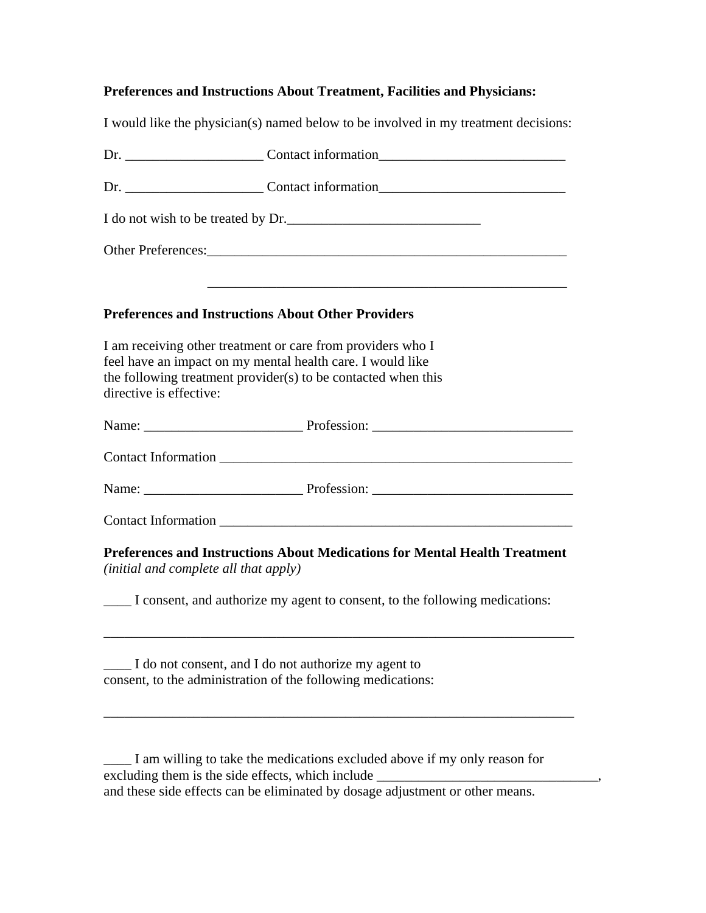**Preferences and Instructions About Treatment, Facilities and Physicians:**

I would like the physician(s) named below to be involved in my treatment decisions:

Dr. ____________________ Contact information___________________________

Dr. ____________________ Contact information___________________________

I do not wish to be treated by Dr.____________________________

Other Preferences:______________________________________________________

______________________________________________________

**Preferences and Instructions About Other Providers**

I am receiving other treatment or care from providers who I feel have an impact on my mental health care. I would like the following treatment provider(s) to be contacted when this directive is effective:

Name: _______________________ Profession: _____________________________

Contact Information _____________________________________________________

Name: _______________________ Profession: _____________________________

Contact Information _____________________________________________________

**Preferences and Instructions About Medications for Mental Health Treatment** *(initial and complete all that apply)*

____ I consent, and authorize my agent to consent, to the following medications:

______________________________________________________________________

____ I do not consent, and I do not authorize my agent to consent, to the administration of the following medications:

______________________________________________________________________

____ I am willing to take the medications excluded above if my only reason for excluding them is the side effects, which include ________________________________, and these side effects can be eliminated by dosage adjustment or other means.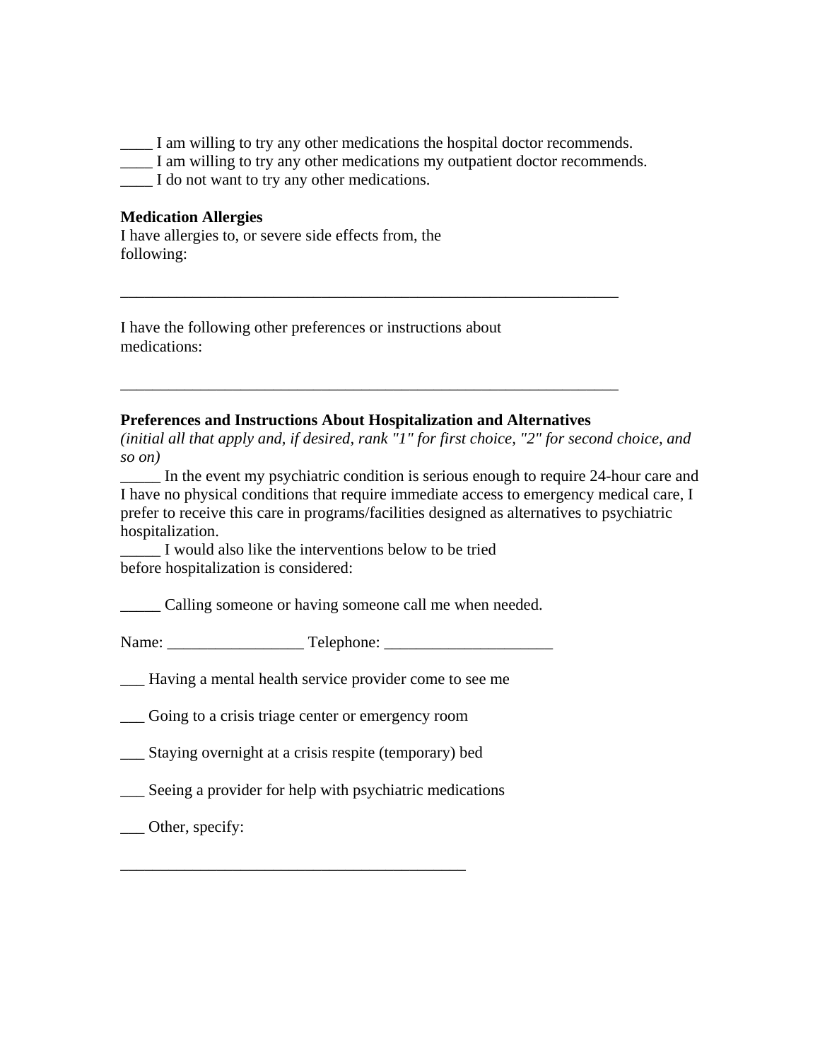____ I am willing to try any other medications the hospital doctor recommends.
____ I am willing to try any other medications my outpatient doctor recommends.
____ I do not want to try any other medications.

**Medication Allergies**
I have allergies to, or severe side effects from, the following:

_________________________________________________________________

I have the following other preferences or instructions about medications:

_________________________________________________________________

**Preferences and Instructions About Hospitalization and Alternatives**
*(initial all that apply and, if desired, rank "1" for first choice, "2" for second choice, and so on)*

_____ In the event my psychiatric condition is serious enough to require 24-hour care and I have no physical conditions that require immediate access to emergency medical care, I prefer to receive this care in programs/facilities designed as alternatives to psychiatric hospitalization.

_____ I would also like the interventions below to be tried before hospitalization is considered:

_____ Calling someone or having someone call me when needed.

Name: _________________ Telephone: _____________________

___ Having a mental health service provider come to see me

___ Going to a crisis triage center or emergency room

___ Staying overnight at a crisis respite (temporary) bed

___ Seeing a provider for help with psychiatric medications

___ Other, specify:

_____________________________________________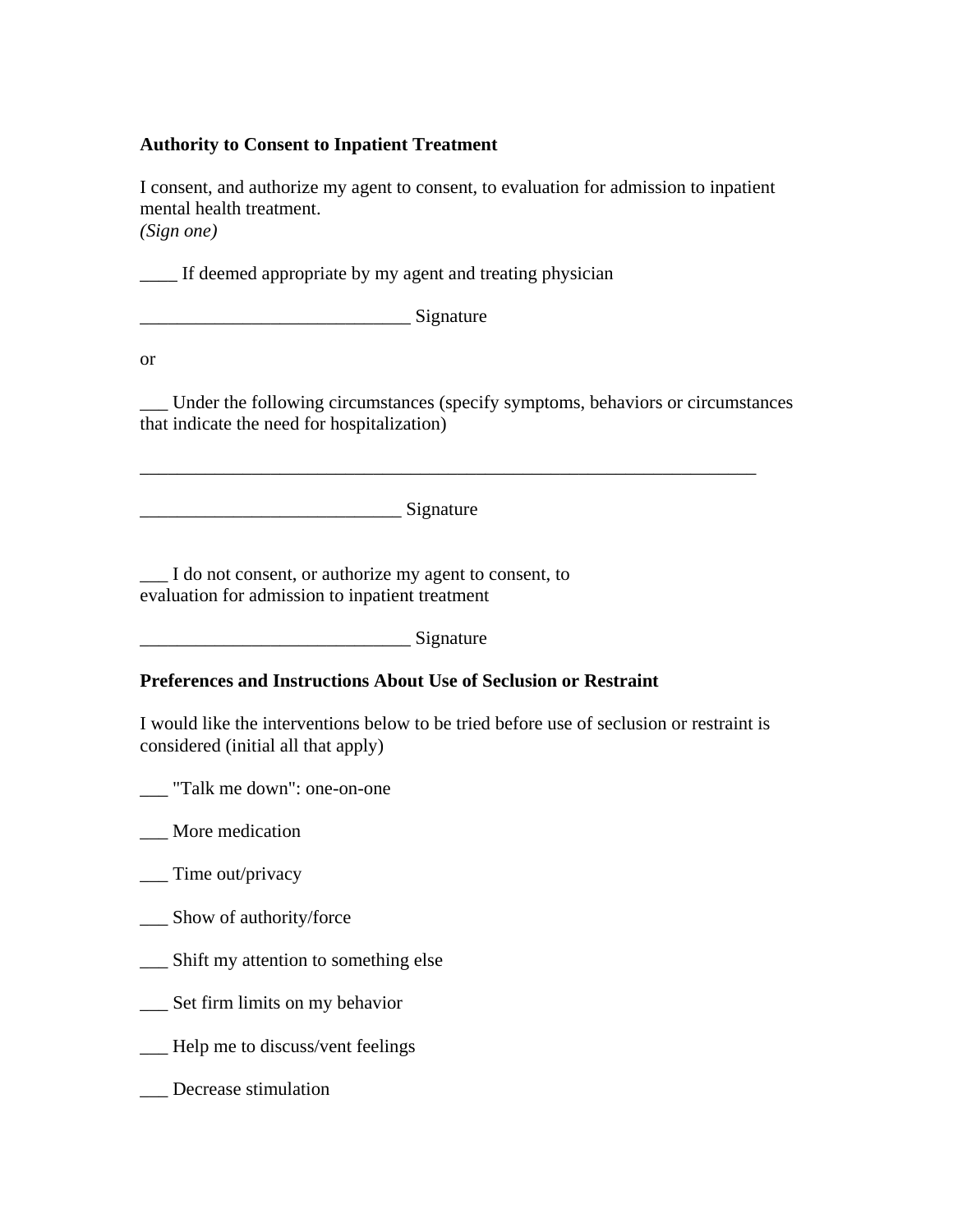**Authority to Consent to Inpatient Treatment**

I consent, and authorize my agent to consent, to evaluation for admission to inpatient mental health treatment.
*(Sign one)*

____ If deemed appropriate by my agent and treating physician

_____________________________ Signature

or

___ Under the following circumstances (specify symptoms, behaviors or circumstances that indicate the need for hospitalization)

___________________________________________________________________

____________________________ Signature

___ I do not consent, or authorize my agent to consent, to evaluation for admission to inpatient treatment

_____________________________ Signature

**Preferences and Instructions About Use of Seclusion or Restraint**

I would like the interventions below to be tried before use of seclusion or restraint is considered (initial all that apply)

___ "Talk me down": one-on-one

___ More medication

___ Time out/privacy

___ Show of authority/force

___ Shift my attention to something else

___ Set firm limits on my behavior

___ Help me to discuss/vent feelings

___ Decrease stimulation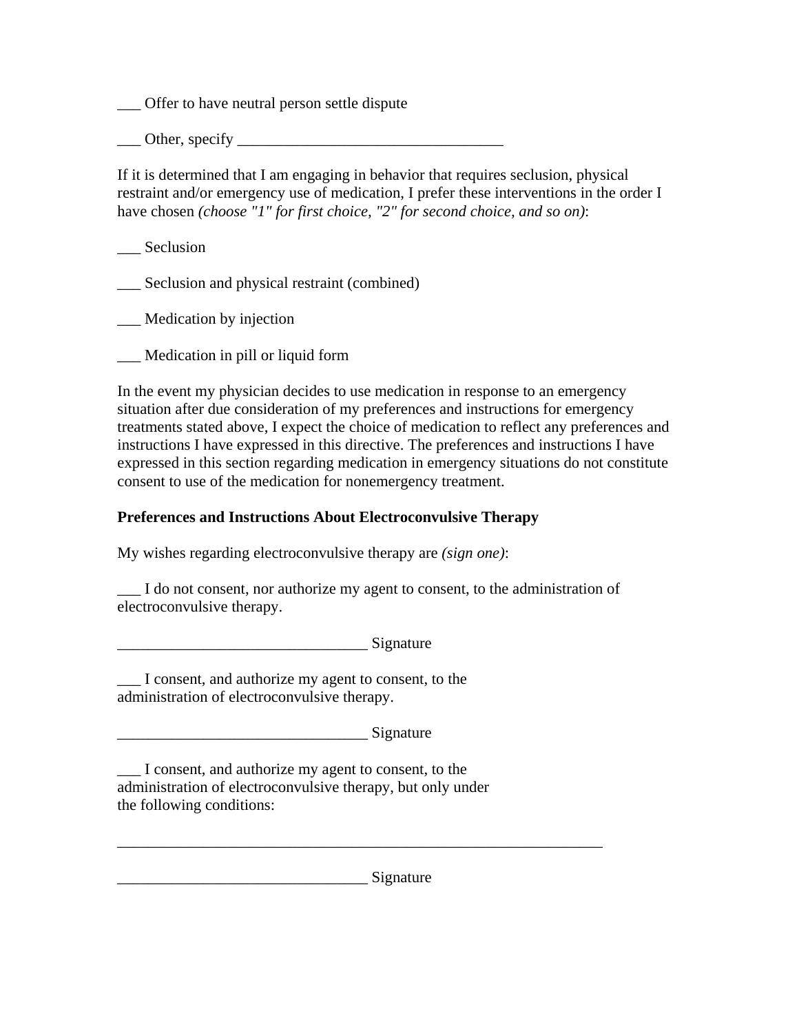___ Offer to have neutral person settle dispute

___ Other, specify ___________________________________

If it is determined that I am engaging in behavior that requires seclusion, physical restraint and/or emergency use of medication, I prefer these interventions in the order I have chosen *(choose "1" for first choice, "2" for second choice, and so on)*:

___ Seclusion

___ Seclusion and physical restraint (combined)

___ Medication by injection

___ Medication in pill or liquid form

In the event my physician decides to use medication in response to an emergency situation after due consideration of my preferences and instructions for emergency treatments stated above, I expect the choice of medication to reflect any preferences and instructions I have expressed in this directive. The preferences and instructions I have expressed in this section regarding medication in emergency situations do not constitute consent to use of the medication for nonemergency treatment.

**Preferences and Instructions About Electroconvulsive Therapy**

My wishes regarding electroconvulsive therapy are *(sign one)*:

___ I do not consent, nor authorize my agent to consent, to the administration of electroconvulsive therapy.

________________________________ Signature

___ I consent, and authorize my agent to consent, to the administration of electroconvulsive therapy.

________________________________ Signature

___ I consent, and authorize my agent to consent, to the administration of electroconvulsive therapy, but only under the following conditions:

_______________________________________________________________

________________________________ Signature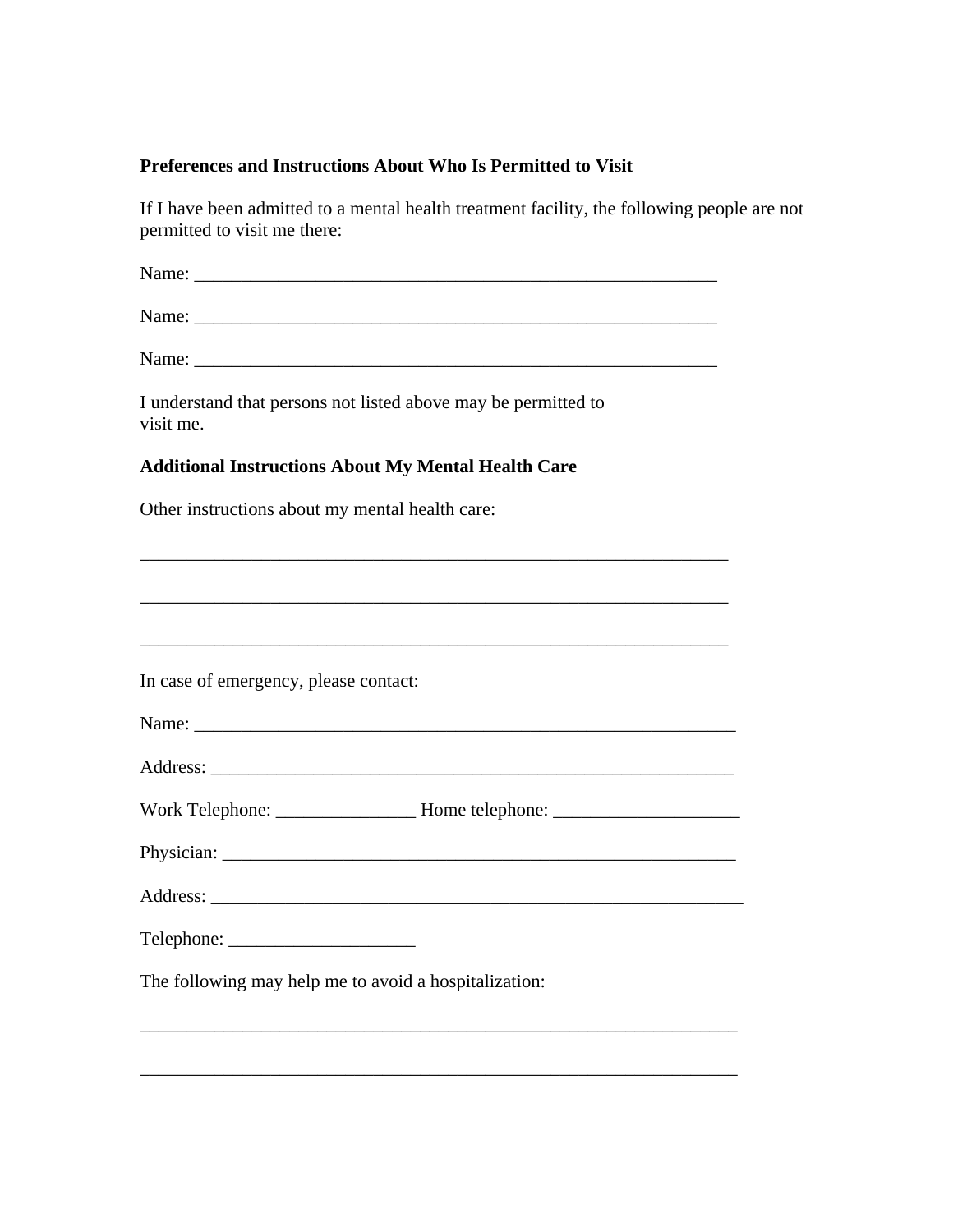**Preferences and Instructions About Who Is Permitted to Visit**

If I have been admitted to a mental health treatment facility, the following people are not permitted to visit me there:

Name: ___________________________________________________________

Name: ___________________________________________________________

Name: ___________________________________________________________

I understand that persons not listed above may be permitted to visit me.

**Additional Instructions About My Mental Health Care**

Other instructions about my mental health care:

_________________________________________________________________

_________________________________________________________________

_________________________________________________________________

In case of emergency, please contact:

Name: _____________________________________________________________

Address: ___________________________________________________________

Work Telephone: _______________ Home telephone: ____________________

Physician: __________________________________________________________

Address: ____________________________________________________________

Telephone: ____________________

The following may help me to avoid a hospitalization:

__________________________________________________________________

__________________________________________________________________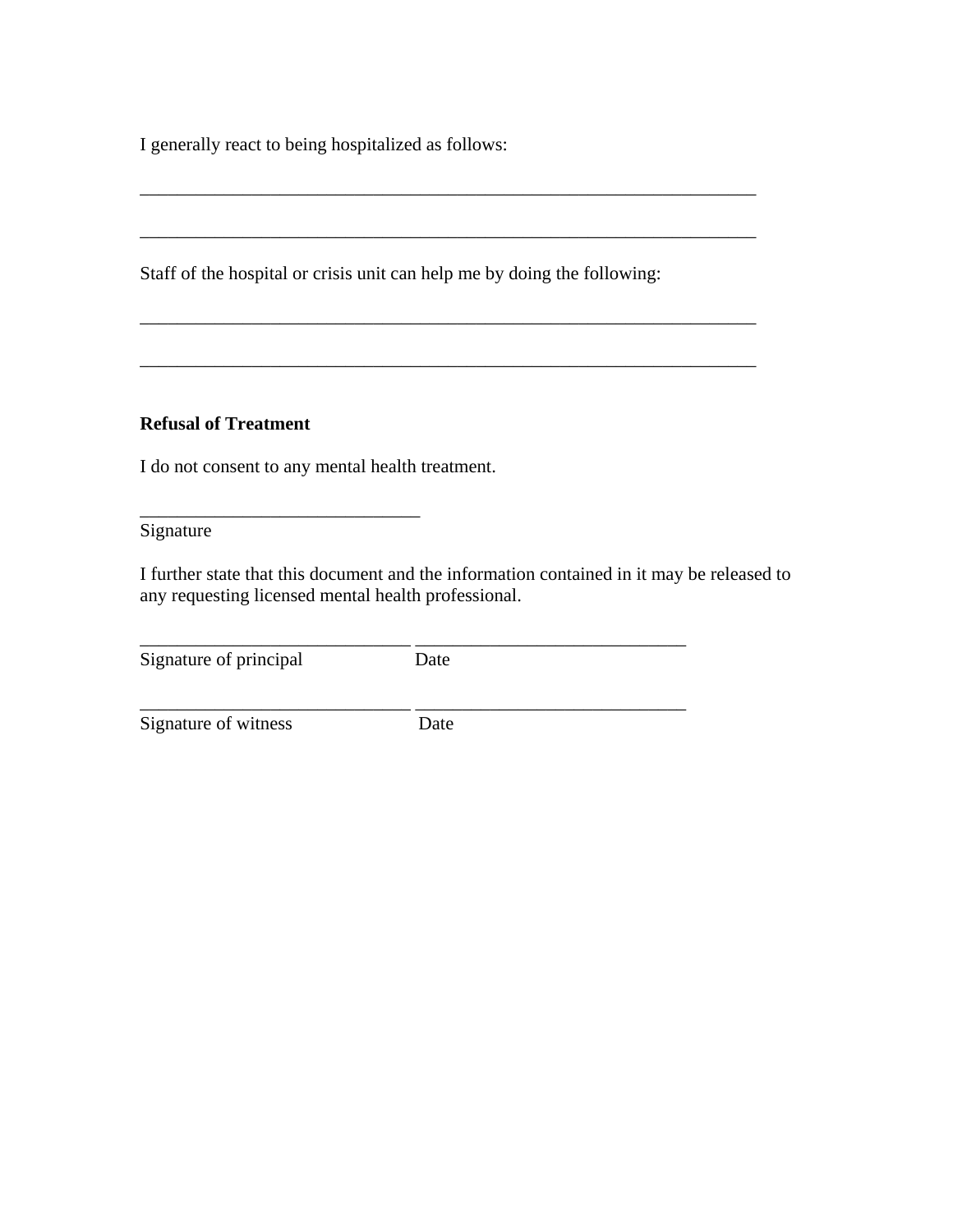I generally react to being hospitalized as follows:

______________________________________________________________________

______________________________________________________________________

Staff of the hospital or crisis unit can help me by doing the following:

______________________________________________________________________

______________________________________________________________________

**Refusal of Treatment**

I do not consent to any mental health treatment.

_______________________________
Signature

I further state that this document and the information contained in it may be released to any requesting licensed mental health professional.

______________________________ ______________________________
Signature of principal                    Date

______________________________ ______________________________
Signature of witness                      Date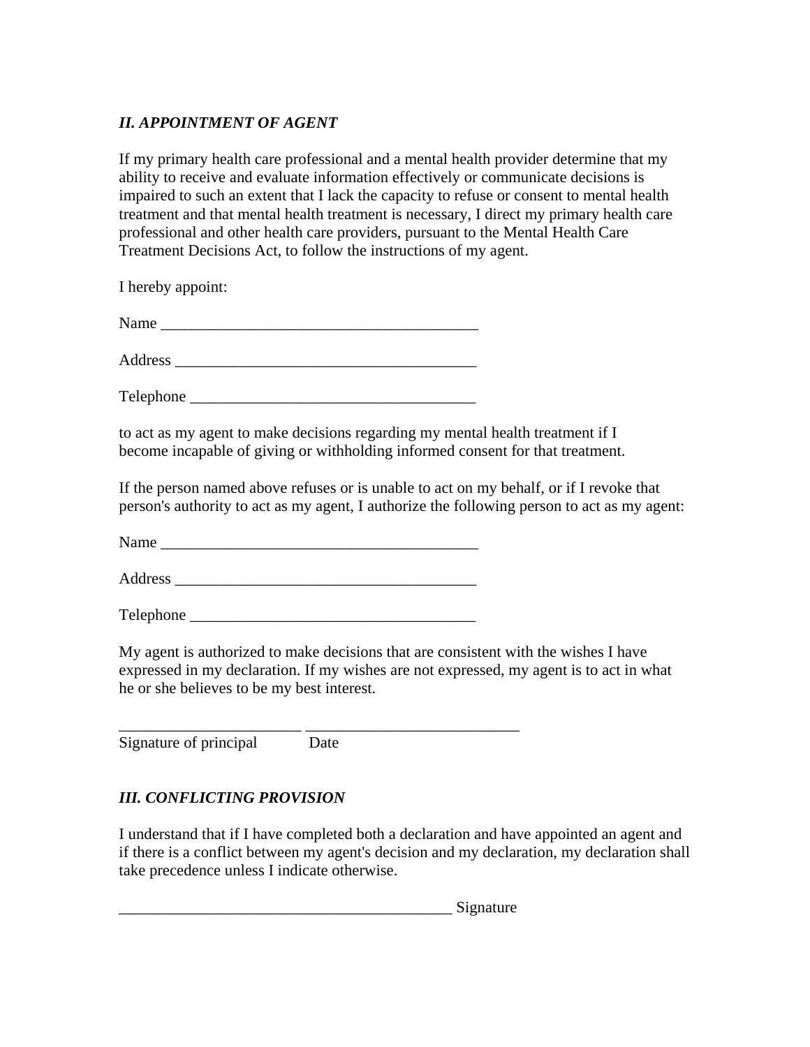### *II. APPOINTMENT OF AGENT*

If my primary health care professional and a mental health provider determine that my ability to receive and evaluate information effectively or communicate decisions is impaired to such an extent that I lack the capacity to refuse or consent to mental health treatment and that mental health treatment is necessary, I direct my primary health care professional and other health care providers, pursuant to the Mental Health Care Treatment Decisions Act, to follow the instructions of my agent.

I hereby appoint:

Name ________________________________________

Address ______________________________________

Telephone ____________________________________

to act as my agent to make decisions regarding my mental health treatment if I become incapable of giving or withholding informed consent for that treatment.

If the person named above refuses or is unable to act on my behalf, or if I revoke that person's authority to act as my agent, I authorize the following person to act as my agent:

Name ________________________________________

Address ______________________________________

Telephone ____________________________________

My agent is authorized to make decisions that are consistent with the wishes I have expressed in my declaration. If my wishes are not expressed, my agent is to act in what he or she believes to be my best interest.

_______________________ ___________________________
Signature of principal Date

### *III. CONFLICTING PROVISION*

I understand that if I have completed both a declaration and have appointed an agent and if there is a conflict between my agent's decision and my declaration, my declaration shall take precedence unless I indicate otherwise.

__________________________________________ Signature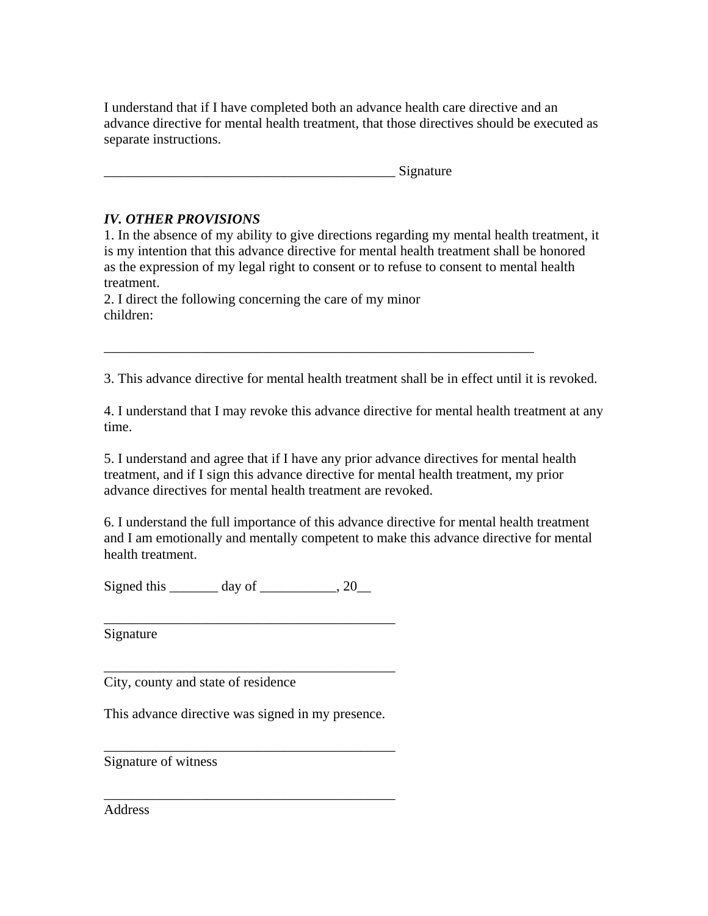I understand that if I have completed both an advance health care directive and an advance directive for mental health treatment, that those directives should be executed as separate instructions.

__________________________________________ Signature

***IV. OTHER PROVISIONS***

1. In the absence of my ability to give directions regarding my mental health treatment, it is my intention that this advance directive for mental health treatment shall be honored as the expression of my legal right to consent or to refuse to consent to mental health treatment.
2. I direct the following concerning the care of my minor children:

______________________________________________________________

3. This advance directive for mental health treatment shall be in effect until it is revoked.

4. I understand that I may revoke this advance directive for mental health treatment at any time.

5. I understand and agree that if I have any prior advance directives for mental health treatment, and if I sign this advance directive for mental health treatment, my prior advance directives for mental health treatment are revoked.

6. I understand the full importance of this advance directive for mental health treatment and I am emotionally and mentally competent to make this advance directive for mental health treatment.

Signed this _______ day of ___________, 20__

__________________________________________
Signature

__________________________________________
City, county and state of residence

This advance directive was signed in my presence.

__________________________________________
Signature of witness

__________________________________________
Address